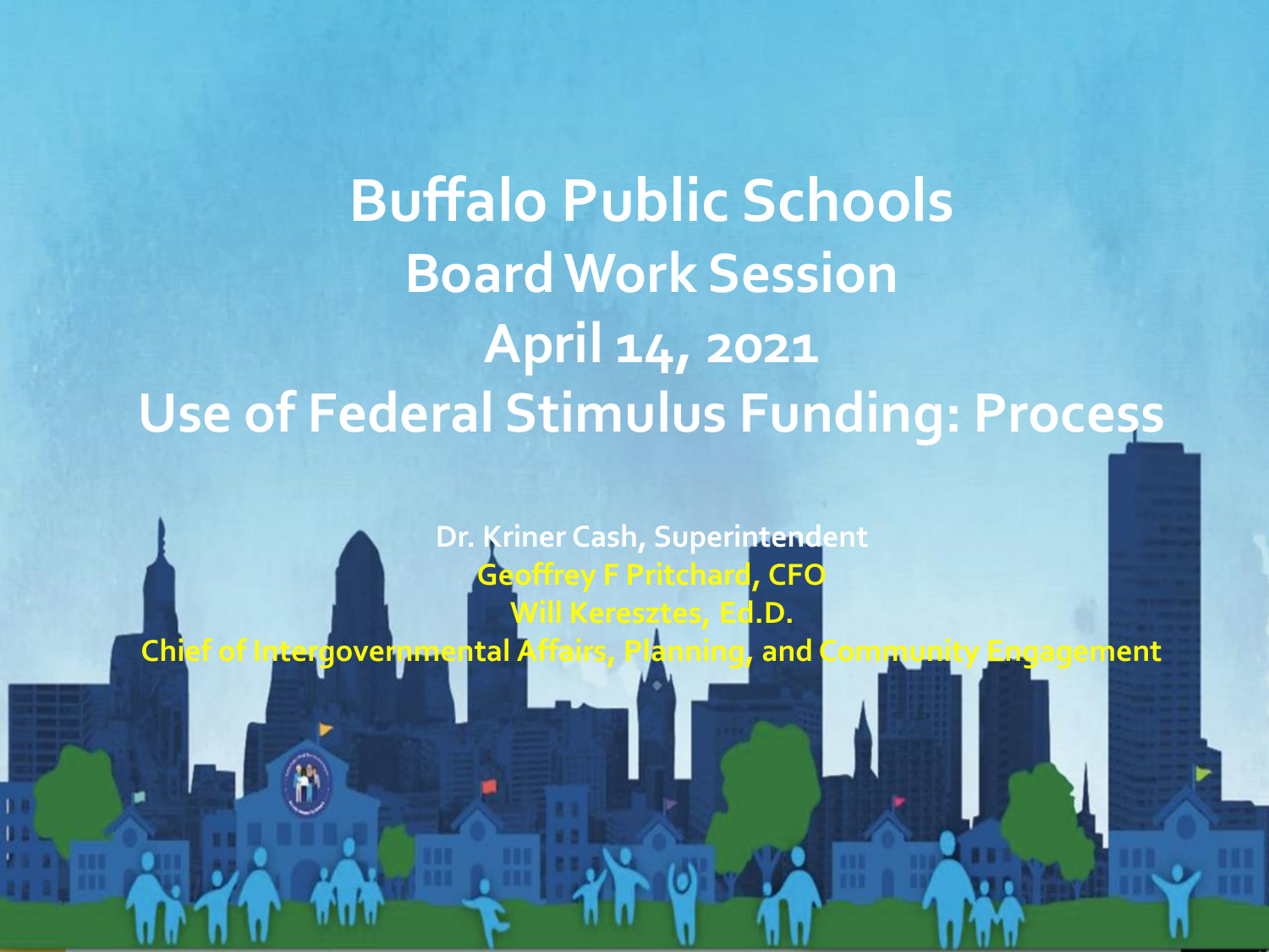# Buffalo Public Schools
## Board Work Session
## April 14, 2021
## Use of Federal Stimulus Funding: Process

Dr. Kriner Cash, Superintendent

Geoffrey F Pritchard, CFO

Will Keresztes, Ed.D.

Chief of Intergovernmental Affairs, Planning, and Community Engagement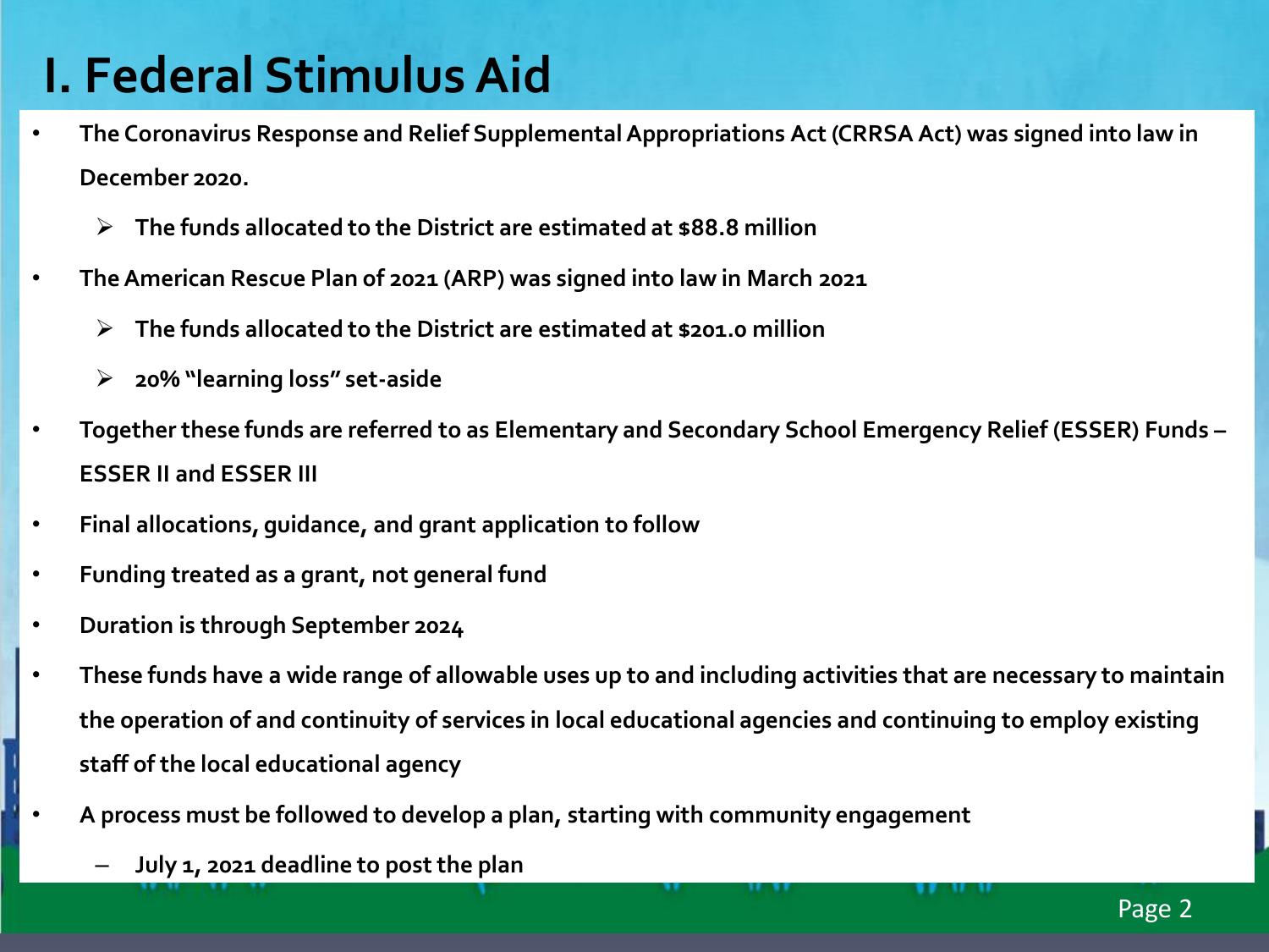# I. Federal Stimulus Aid

- **The Coronavirus Response and Relief Supplemental Appropriations Act (CRRSA Act) was signed into law in December 2020.**
  - **The funds allocated to the District are estimated at $88.8 million**
- **The American Rescue Plan of 2021 (ARP) was signed into law in March 2021**
  - **The funds allocated to the District are estimated at $201.0 million**
  - **20% "learning loss" set-aside**
- **Together these funds are referred to as Elementary and Secondary School Emergency Relief (ESSER) Funds – ESSER II and ESSER III**
- **Final allocations, guidance, and grant application to follow**
- **Funding treated as a grant, not general fund**
- **Duration is through September 2024**
- **These funds have a wide range of allowable uses up to and including activities that are necessary to maintain the operation of and continuity of services in local educational agencies and continuing to employ existing staff of the local educational agency**
- **A process must be followed to develop a plan, starting with community engagement**
  - **July 1, 2021 deadline to post the plan**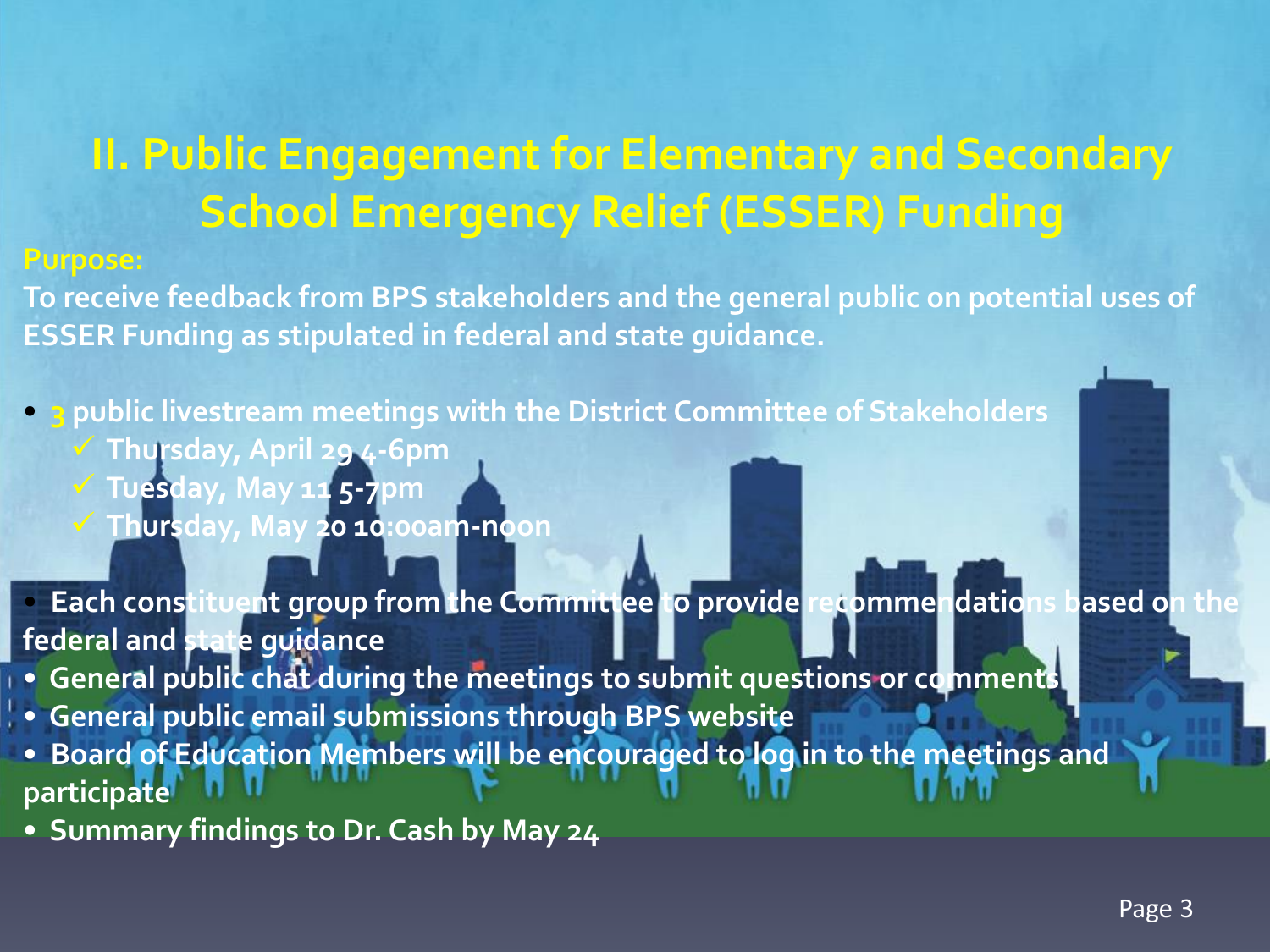# II. Public Engagement for Elementary and Secondary School Emergency Relief (ESSER) Funding

**Purpose:**

To receive feedback from BPS stakeholders and the general public on potential uses of ESSER Funding as stipulated in federal and state guidance.

- 3 public livestream meetings with the District Committee of Stakeholders
  - ✓ Thursday, April 29 4-6pm
  - ✓ Tuesday, May 11 5-7pm
  - ✓ Thursday, May 20 10:00am-noon
- Each constituent group from the Committee to provide recommendations based on the federal and state guidance
- General public chat during the meetings to submit questions or comments
- General public email submissions through BPS website
- Board of Education Members will be encouraged to log in to the meetings and participate
- Summary findings to Dr. Cash by May 24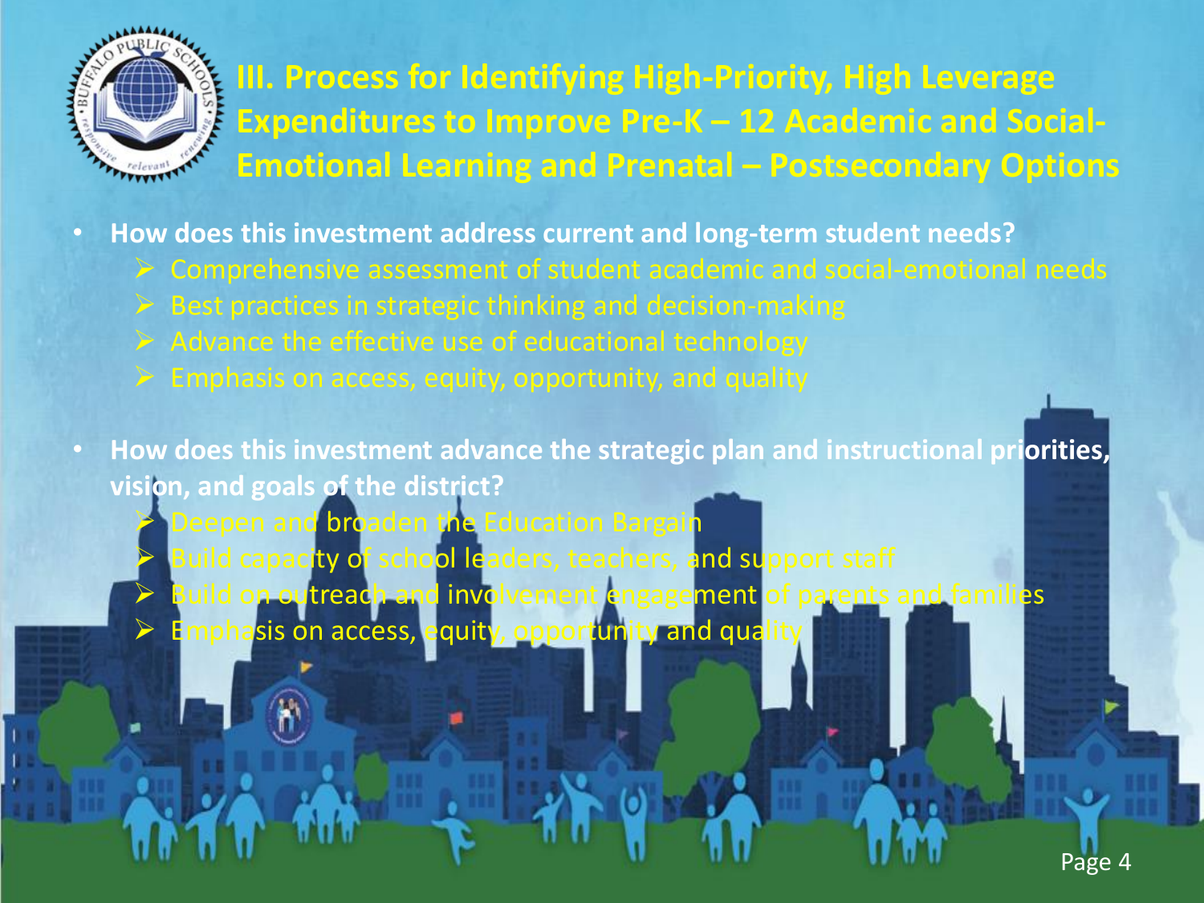# III. Process for Identifying High-Priority, High Leverage Expenditures to Improve Pre-K – 12 Academic and Social-Emotional Learning and Prenatal – Postsecondary Options

- **How does this investment address current and long-term student needs?**
  - Comprehensive assessment of student academic and social-emotional needs
  - Best practices in strategic thinking and decision-making
  - Advance the effective use of educational technology
  - Emphasis on access, equity, opportunity, and quality

- **How does this investment advance the strategic plan and instructional priorities, vision, and goals of the district?**
  - Deepen and broaden the Education Bargain
  - Build capacity of school leaders, teachers, and support staff
  - Build on outreach and involvement engagement of parents and families
  - Emphasis on access, equity, opportunity and quality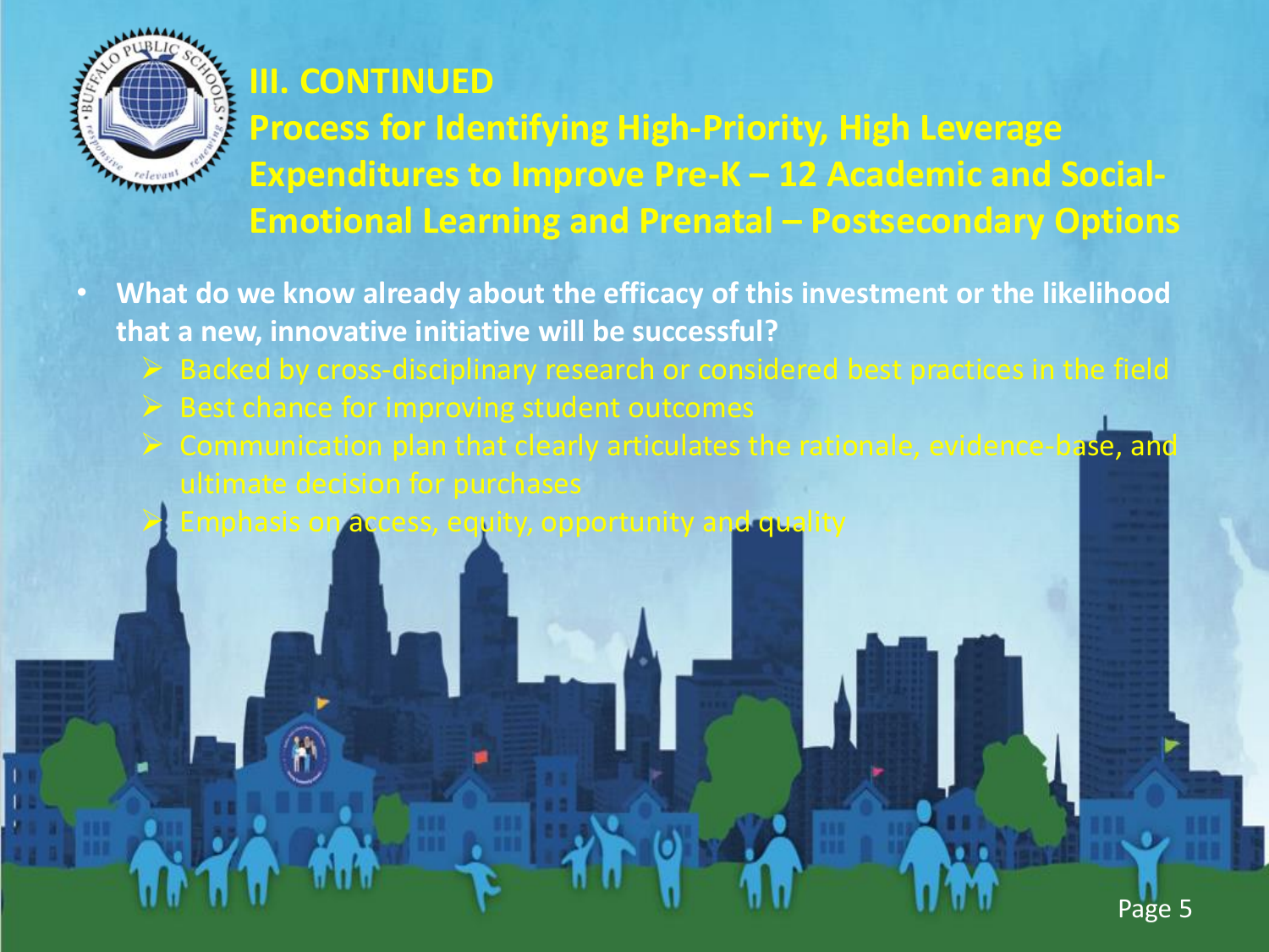## III. CONTINUED

## Process for Identifying High-Priority, High Leverage Expenditures to Improve Pre-K – 12 Academic and Social-Emotional Learning and Prenatal – Postsecondary Options

- **What do we know already about the efficacy of this investment or the likelihood that a new, innovative initiative will be successful?**
  - Backed by cross-disciplinary research or considered best practices in the field
  - Best chance for improving student outcomes
  - Communication plan that clearly articulates the rationale, evidence-base, and ultimate decision for purchases
  - Emphasis on access, equity, opportunity and quality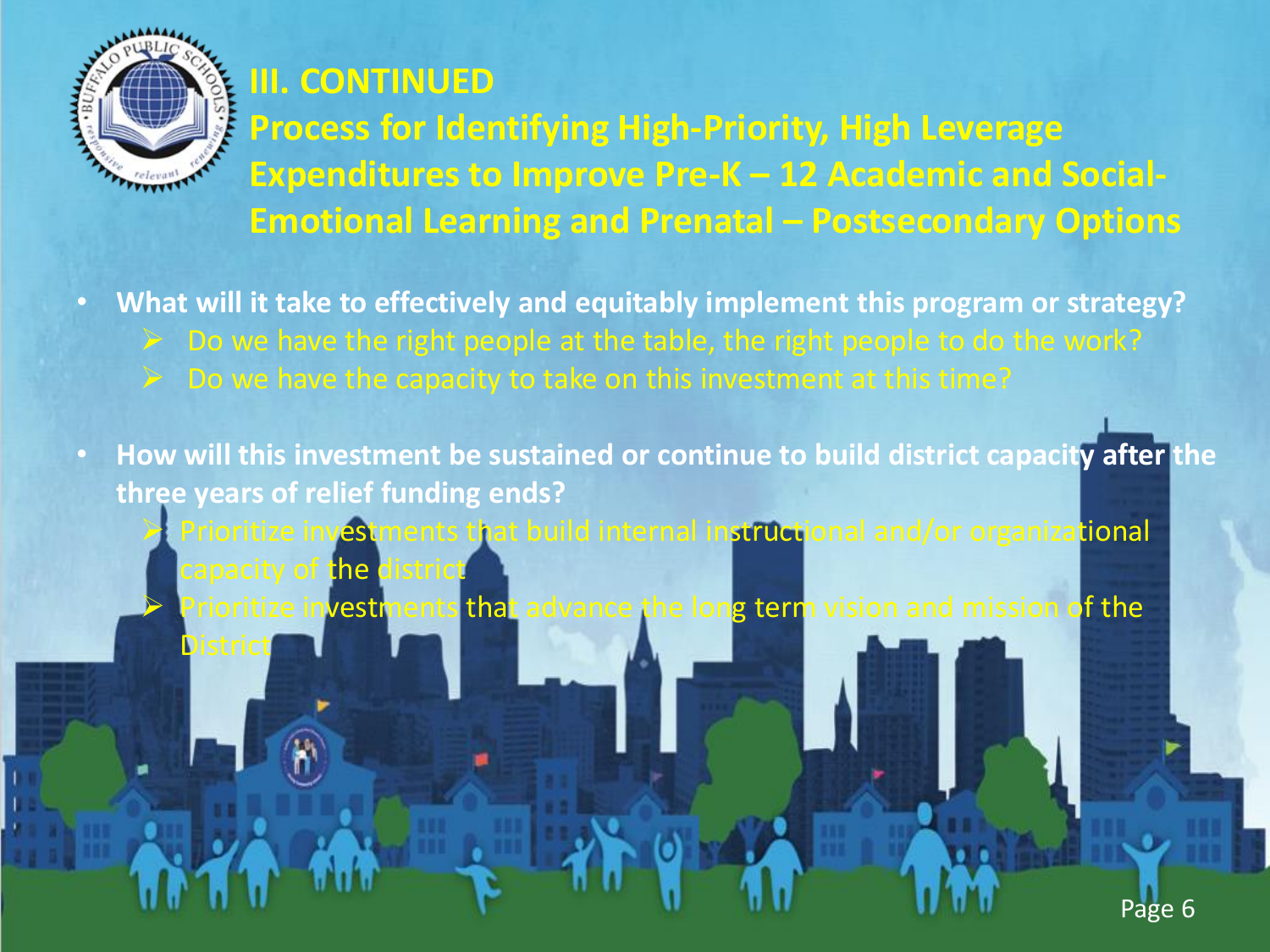# III. CONTINUED

## Process for Identifying High-Priority, High Leverage Expenditures to Improve Pre-K – 12 Academic and Social-Emotional Learning and Prenatal – Postsecondary Options

- **What will it take to effectively and equitably implement this program or strategy?**
  - Do we have the right people at the table, the right people to do the work?
  - Do we have the capacity to take on this investment at this time?

- **How will this investment be sustained or continue to build district capacity after the three years of relief funding ends?**
  - Prioritize investments that build internal instructional and/or organizational capacity of the district
  - Prioritize investments that advance the long term vision and mission of the District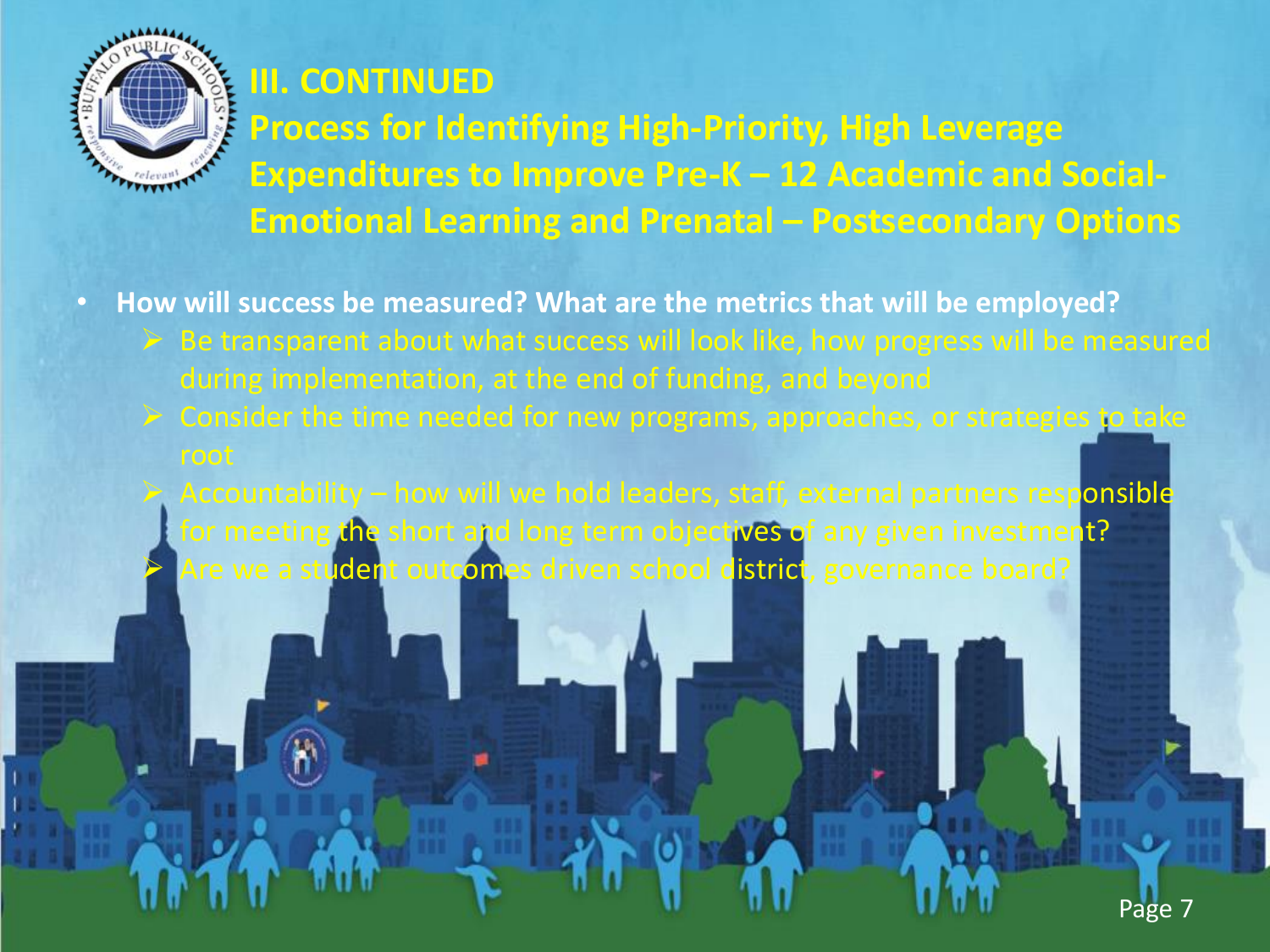## III. CONTINUED

## Process for Identifying High-Priority, High Leverage Expenditures to Improve Pre-K – 12 Academic and Social-Emotional Learning and Prenatal – Postsecondary Options

- **How will success be measured? What are the metrics that will be employed?**
  - Be transparent about what success will look like, how progress will be measured during implementation, at the end of funding, and beyond
  - Consider the time needed for new programs, approaches, or strategies to take root
  - Accountability – how will we hold leaders, staff, external partners responsible for meeting the short and long term objectives of any given investment?
  - Are we a student outcomes driven school district, governance board?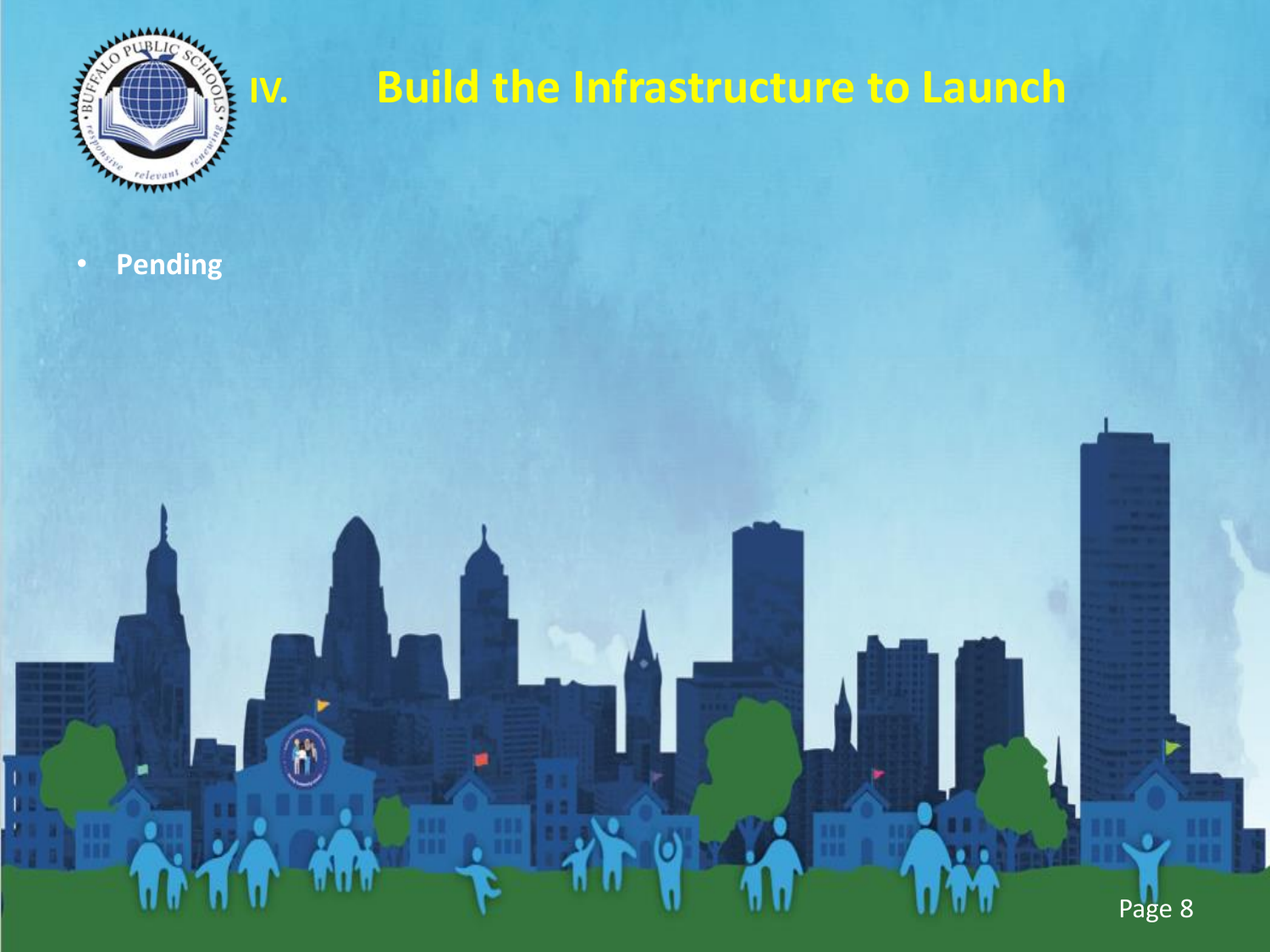# IV. Build the Infrastructure to Launch

- **Pending**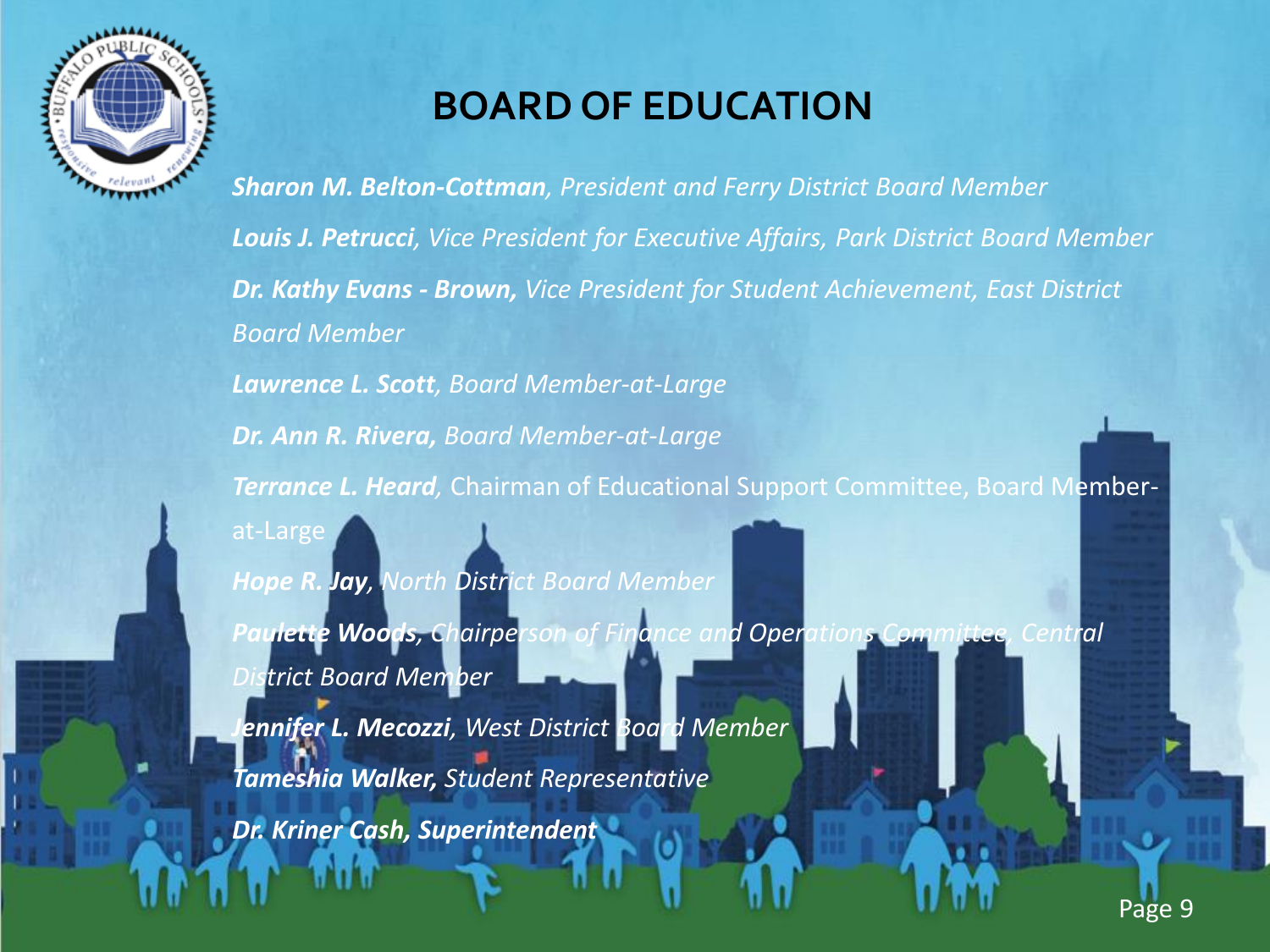# BOARD OF EDUCATION

***Sharon M. Belton-Cottman**, President and Ferry District Board Member*

***Louis J. Petrucci**, Vice President for Executive Affairs, Park District Board Member*

***Dr. Kathy Evans - Brown,** Vice President for Student Achievement, East District Board Member*

***Lawrence L. Scott**, Board Member-at-Large*

***Dr. Ann R. Rivera,** Board Member-at-Large*

***Terrance L. Heard,*** Chairman of Educational Support Committee, Board Member-at-Large

***Hope R. Jay**, North District Board Member*

***Paulette Woods**, Chairperson of Finance and Operations Committee, Central District Board Member*

***Jennifer L. Mecozzi**, West District Board Member*

***Tameshia Walker,** Student Representative*

***Dr. Kriner Cash, Superintendent***